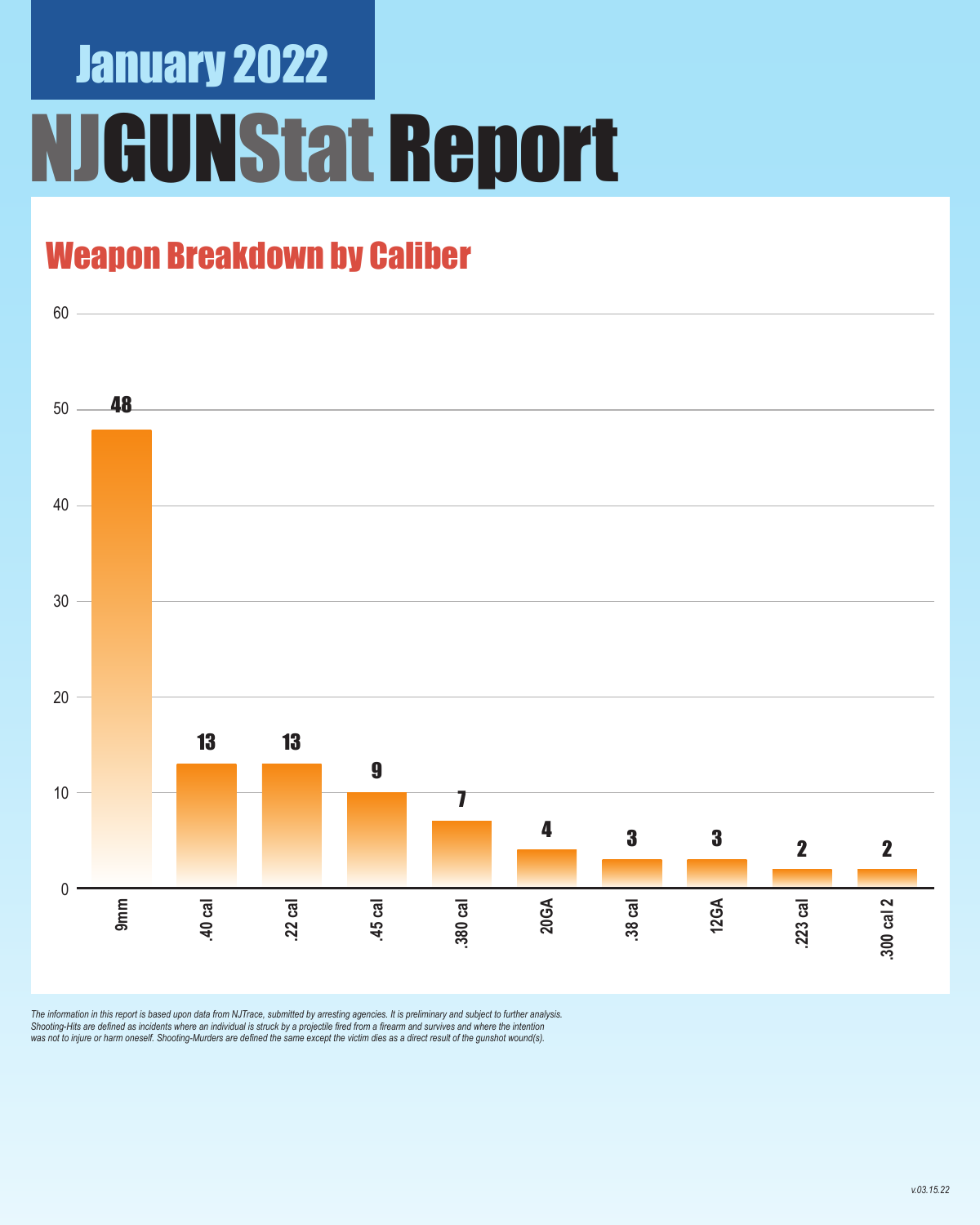# January 2022

# NJGUNStat Report

## Weapon Breakdown by Caliber

| Caliber | Count |
|---|---|
| 9mm | 48 |
| .40 cal | 13 |
| .22 cal | 13 |
| .45 cal | 9 |
| .380 cal | 7 |
| 20GA | 4 |
| .38 cal | 3 |
| 12GA | 3 |
| .223 cal | 2 |
| .300 cal 2 | 2 |

*The information in this report is based upon data from NJTrace, submitted by arresting agencies. It is preliminary and subject to further analysis. Shooting-Hits are defined as incidents where an individual is struck by a projectile fired from a firearm and survives and where the intention was not to injure or harm oneself. Shooting-Murders are defined the same except the victim dies as a direct result of the gunshot wound(s).*

*v.03.15.22*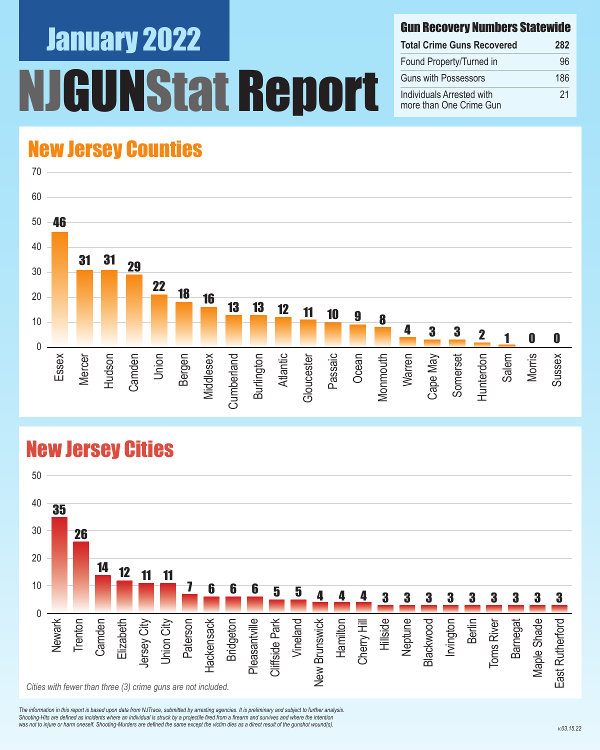# January 2022

# NJGUNStat Report

## Gun Recovery Numbers Statewide

| Gun Recovery Numbers Statewide | |
|---|---|
| **Total Crime Guns Recovered** | **282** |
| Found Property/Turned in | 96 |
| Guns with Possessors | 186 |
| Individuals Arrested with more than One Crime Gun | 21 |

## New Jersey Counties

| County | Crime Guns |
|---|---|
| Essex | 46 |
| Mercer | 31 |
| Hudson | 31 |
| Camden | 29 |
| Union | 22 |
| Bergen | 18 |
| Middlesex | 16 |
| Cumberland | 13 |
| Burlington | 13 |
| Atlantic | 12 |
| Gloucester | 11 |
| Passaic | 10 |
| Ocean | 9 |
| Monmouth | 8 |
| Warren | 4 |
| Cape May | 3 |
| Somerset | 3 |
| Hunterdon | 2 |
| Salem | 1 |
| Morris | 0 |
| Sussex | 0 |

## New Jersey Cities

| City | Crime Guns |
|---|---|
| Newark | 35 |
| Trenton | 26 |
| Camden | 14 |
| Elizabeth | 12 |
| Jersey City | 11 |
| Union City | 11 |
| Paterson | 7 |
| Hackensack | 6 |
| Bridgeton | 6 |
| Pleasantville | 6 |
| Cliffside Park | 5 |
| Vineland | 5 |
| New Brunswick | 4 |
| Hamilton | 4 |
| Cherry Hill | 4 |
| Hillside | 3 |
| Neptune | 3 |
| Blackwood | 3 |
| Irvington | 3 |
| Berlin | 3 |
| Toms River | 3 |
| Barnegat | 3 |
| Maple Shade | 3 |
| East Rutherford | 3 |

*Cities with fewer than three (3) crime guns are not included.*

*The information in this report is based upon data from NJTrace, submitted by arresting agencies. It is preliminary and subject to further analysis. Shooting-Hits are defined as incidents where an individual is struck by a projectile fired from a firearm and survives and where the intention was not to injure or harm oneself. Shooting-Murders are defined the same except the victim dies as a direct result of the gunshot wound(s).*

v.03.15.22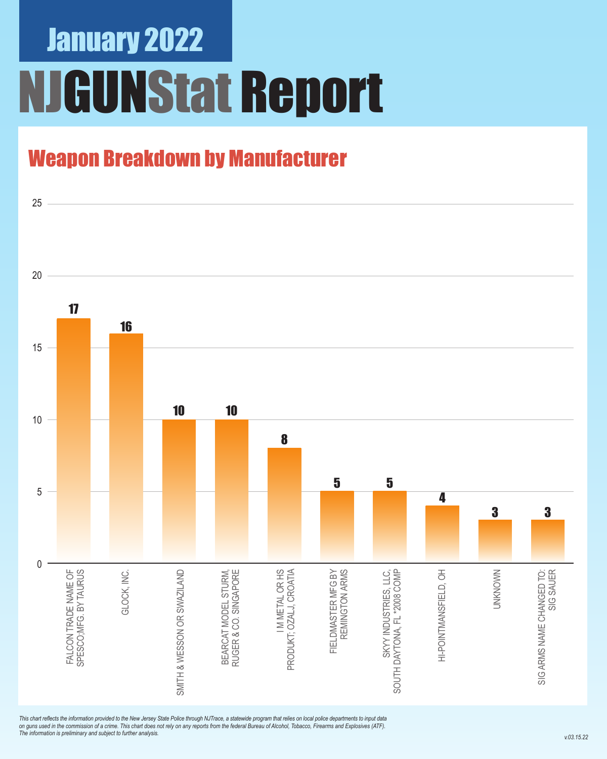# January 2022

# NJGUNStat Report

## Weapon Breakdown by Manufacturer

| Manufacturer | Count |
| --- | --- |
| FALCON TRADE NAME OF SPESCO;MFG. BY TAURUS | 17 |
| GLOCK, INC. | 16 |
| SMITH & WESSON OR SWAZILAND | 10 |
| BEARCAT MODEL STURM, RUGER & CO. SINGAPORE | 10 |
| I M METAL OR HS PRODUKT; OZALJ, CROATIA | 8 |
| FIELDMASTER MFG BY REMINGTON ARMS | 5 |
| SKYY INDUSTRIES, LLC, SOUTH DAYTONA, FL *2008 COMP | 5 |
| HI-POINTMANSFIELD, OH | 4 |
| UNKNOWN | 3 |
| SIG ARMS NAME CHANGED TO: SIG SAUER | 3 |

*This chart reflects the information provided to the New Jersey State Police through NJTrace, a statewide program that relies on local police departments to input data on guns used in the commission of a crime. This chart does not rely on any reports from the federal Bureau of Alcohol, Tobacco, Firearms and Explosives (ATF). The information is preliminary and subject to further analysis.*

v.03.15.22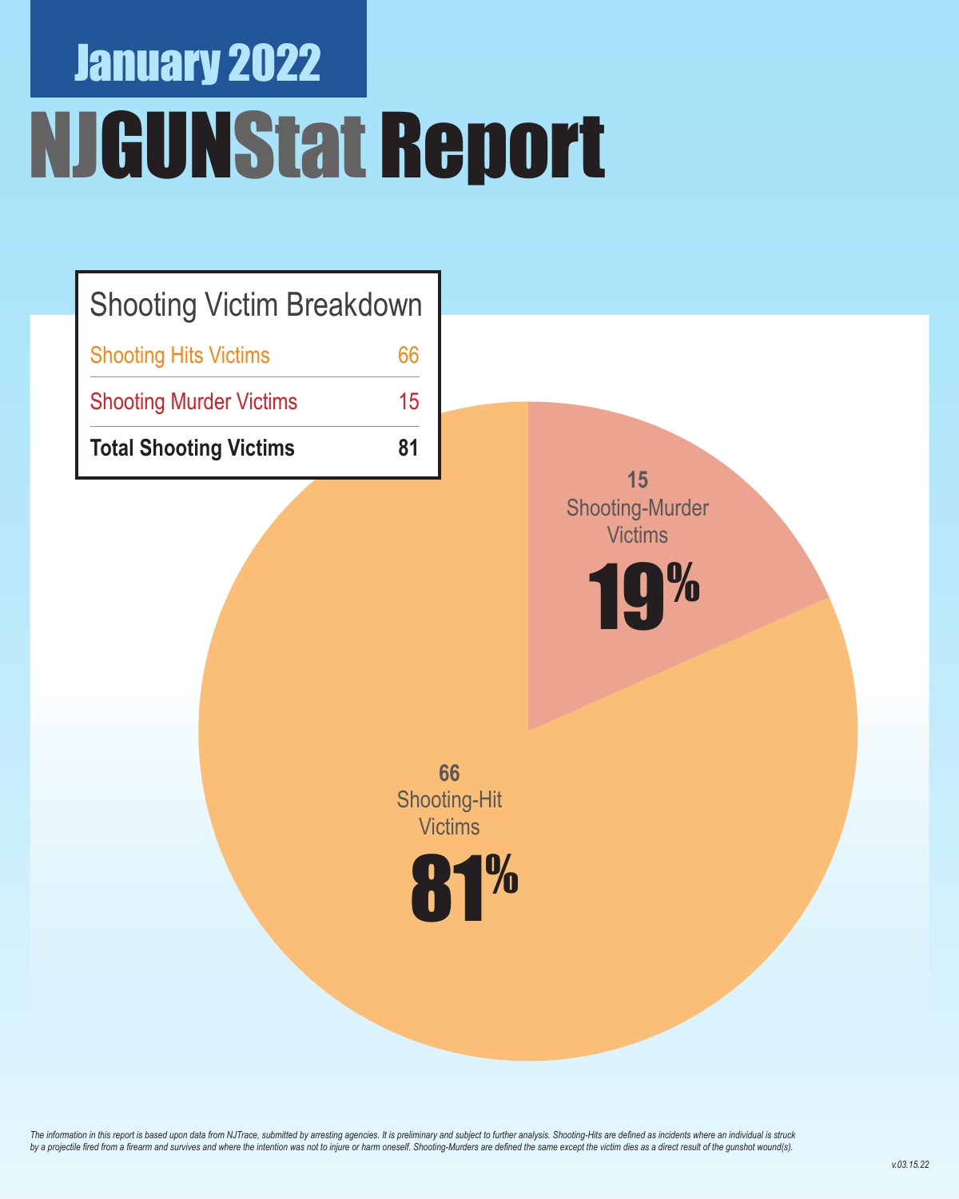## January 2022

# NJGUNStat Report

### Shooting Victim Breakdown

| | |
|---|---|
| Shooting Hits Victims | 66 |
| Shooting Murder Victims | 15 |
| **Total Shooting Victims** | **81** |

15
Shooting-Murder Victims
19%

66
Shooting-Hit Victims
81%

*The information in this report is based upon data from NJTrace, submitted by arresting agencies. It is preliminary and subject to further analysis. Shooting-Hits are defined as incidents where an individual is struck by a projectile fired from a firearm and survives and where the intention was not to injure or harm oneself. Shooting-Murders are defined the same except the victim dies as a direct result of the gunshot wound(s).*

v.03.15.22